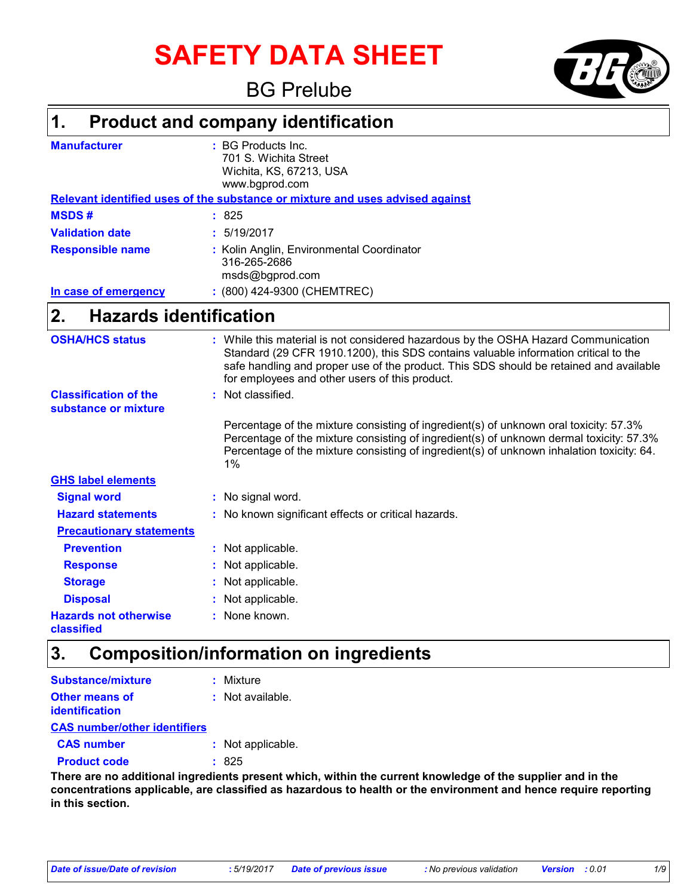# SAFETY DATA SHEET

## BG Prelube

## 1. Product and company identification

**Manufacturer** : BG Products Inc.
701 S. Wichita Street
Wichita, KS, 67213, USA
www.bgprod.com

**Relevant identified uses of the substance or mixture and uses advised against**

**MSDS #** : 825

**Validation date** : 5/19/2017

**Responsible name** : Kolin Anglin, Environmental Coordinator
316-265-2686
msds@bgprod.com

**In case of emergency** : (800) 424-9300 (CHEMTREC)

## 2. Hazards identification

**OSHA/HCS status** : While this material is not considered hazardous by the OSHA Hazard Communication Standard (29 CFR 1910.1200), this SDS contains valuable information critical to the safe handling and proper use of the product. This SDS should be retained and available for employees and other users of this product.

**Classification of the substance or mixture** : Not classified.

Percentage of the mixture consisting of ingredient(s) of unknown oral toxicity: 57.3%
Percentage of the mixture consisting of ingredient(s) of unknown dermal toxicity: 57.3%
Percentage of the mixture consisting of ingredient(s) of unknown inhalation toxicity: 64.1%

**GHS label elements**

**Signal word** : No signal word.

**Hazard statements** : No known significant effects or critical hazards.

**Precautionary statements**

**Prevention** : Not applicable.

**Response** : Not applicable.

**Storage** : Not applicable.

**Disposal** : Not applicable.

**Hazards not otherwise classified** : None known.

## 3. Composition/information on ingredients

**Substance/mixture** : Mixture

**Other means of identification** : Not available.

**CAS number/other identifiers**

**CAS number** : Not applicable.

**Product code** : 825

**There are no additional ingredients present which, within the current knowledge of the supplier and in the concentrations applicable, are classified as hazardous to health or the environment and hence require reporting in this section.**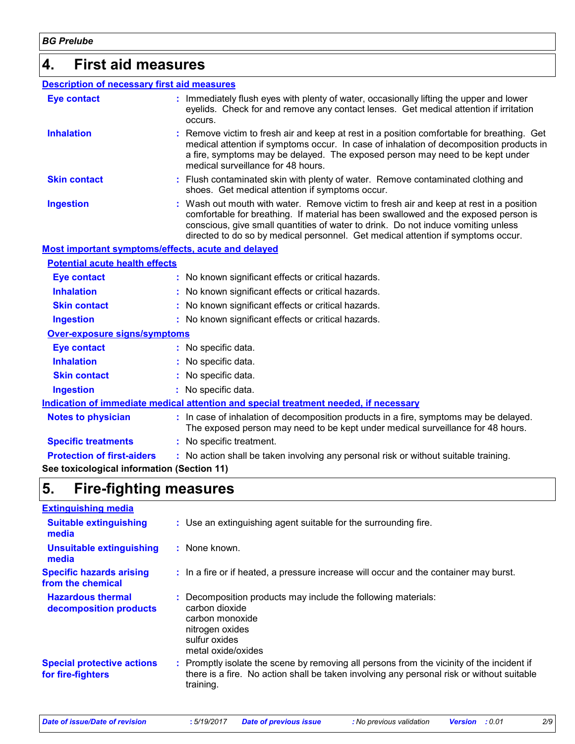## 4. First aid measures

### Description of necessary first aid measures

| | |
|---|---|
| **Eye contact** | Immediately flush eyes with plenty of water, occasionally lifting the upper and lower eyelids. Check for and remove any contact lenses. Get medical attention if irritation occurs. |
| **Inhalation** | Remove victim to fresh air and keep at rest in a position comfortable for breathing. Get medical attention if symptoms occur. In case of inhalation of decomposition products in a fire, symptoms may be delayed. The exposed person may need to be kept under medical surveillance for 48 hours. |
| **Skin contact** | Flush contaminated skin with plenty of water. Remove contaminated clothing and shoes. Get medical attention if symptoms occur. |
| **Ingestion** | Wash out mouth with water. Remove victim to fresh air and keep at rest in a position comfortable for breathing. If material has been swallowed and the exposed person is conscious, give small quantities of water to drink. Do not induce vomiting unless directed to do so by medical personnel. Get medical attention if symptoms occur. |

### Most important symptoms/effects, acute and delayed

#### Potential acute health effects

| | |
|---|---|
| **Eye contact** | No known significant effects or critical hazards. |
| **Inhalation** | No known significant effects or critical hazards. |
| **Skin contact** | No known significant effects or critical hazards. |
| **Ingestion** | No known significant effects or critical hazards. |

#### Over-exposure signs/symptoms

| | |
|---|---|
| **Eye contact** | No specific data. |
| **Inhalation** | No specific data. |
| **Skin contact** | No specific data. |
| **Ingestion** | No specific data. |

### Indication of immediate medical attention and special treatment needed, if necessary

| | |
|---|---|
| **Notes to physician** | In case of inhalation of decomposition products in a fire, symptoms may be delayed. The exposed person may need to be kept under medical surveillance for 48 hours. |
| **Specific treatments** | No specific treatment. |
| **Protection of first-aiders** | No action shall be taken involving any personal risk or without suitable training. |

**See toxicological information (Section 11)**

## 5. Fire-fighting measures

### Extinguishing media

| | |
|---|---|
| **Suitable extinguishing media** | Use an extinguishing agent suitable for the surrounding fire. |
| **Unsuitable extinguishing media** | None known. |
| **Specific hazards arising from the chemical** | In a fire or if heated, a pressure increase will occur and the container may burst. |
| **Hazardous thermal decomposition products** | Decomposition products may include the following materials:<br>carbon dioxide<br>carbon monoxide<br>nitrogen oxides<br>sulfur oxides<br>metal oxide/oxides |
| **Special protective actions for fire-fighters** | Promptly isolate the scene by removing all persons from the vicinity of the incident if there is a fire. No action shall be taken involving any personal risk or without suitable training. |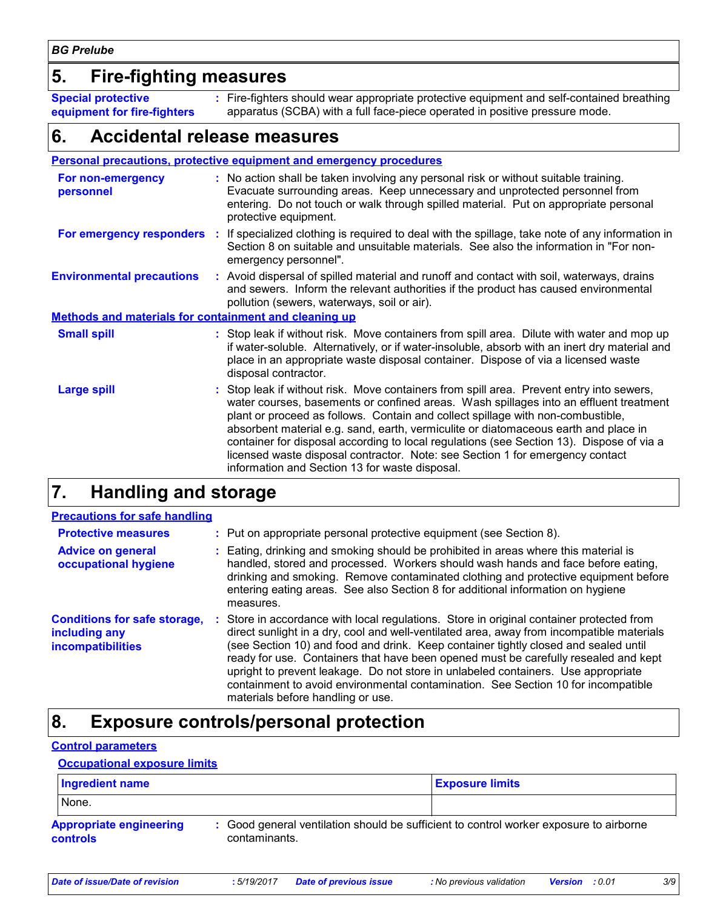## 5. Fire-fighting measures

**Special protective equipment for fire-fighters** : Fire-fighters should wear appropriate protective equipment and self-contained breathing apparatus (SCBA) with a full face-piece operated in positive pressure mode.

## 6. Accidental release measures

### Personal precautions, protective equipment and emergency procedures

**For non-emergency personnel** : No action shall be taken involving any personal risk or without suitable training. Evacuate surrounding areas. Keep unnecessary and unprotected personnel from entering. Do not touch or walk through spilled material. Put on appropriate personal protective equipment.

**For emergency responders** : If specialized clothing is required to deal with the spillage, take note of any information in Section 8 on suitable and unsuitable materials. See also the information in "For non-emergency personnel".

**Environmental precautions** : Avoid dispersal of spilled material and runoff and contact with soil, waterways, drains and sewers. Inform the relevant authorities if the product has caused environmental pollution (sewers, waterways, soil or air).

### Methods and materials for containment and cleaning up

**Small spill** : Stop leak if without risk. Move containers from spill area. Dilute with water and mop up if water-soluble. Alternatively, or if water-insoluble, absorb with an inert dry material and place in an appropriate waste disposal container. Dispose of via a licensed waste disposal contractor.

**Large spill** : Stop leak if without risk. Move containers from spill area. Prevent entry into sewers, water courses, basements or confined areas. Wash spillages into an effluent treatment plant or proceed as follows. Contain and collect spillage with non-combustible, absorbent material e.g. sand, earth, vermiculite or diatomaceous earth and place in container for disposal according to local regulations (see Section 13). Dispose of via a licensed waste disposal contractor. Note: see Section 1 for emergency contact information and Section 13 for waste disposal.

## 7. Handling and storage

### Precautions for safe handling

**Protective measures** : Put on appropriate personal protective equipment (see Section 8).

**Advice on general occupational hygiene** : Eating, drinking and smoking should be prohibited in areas where this material is handled, stored and processed. Workers should wash hands and face before eating, drinking and smoking. Remove contaminated clothing and protective equipment before entering eating areas. See also Section 8 for additional information on hygiene measures.

**Conditions for safe storage, including any incompatibilities** : Store in accordance with local regulations. Store in original container protected from direct sunlight in a dry, cool and well-ventilated area, away from incompatible materials (see Section 10) and food and drink. Keep container tightly closed and sealed until ready for use. Containers that have been opened must be carefully resealed and kept upright to prevent leakage. Do not store in unlabeled containers. Use appropriate containment to avoid environmental contamination. See Section 10 for incompatible materials before handling or use.

## 8. Exposure controls/personal protection

### Control parameters

#### Occupational exposure limits

| Ingredient name | Exposure limits |
|---|---|
| None. | |

**Appropriate engineering controls** : Good general ventilation should be sufficient to control worker exposure to airborne contaminants.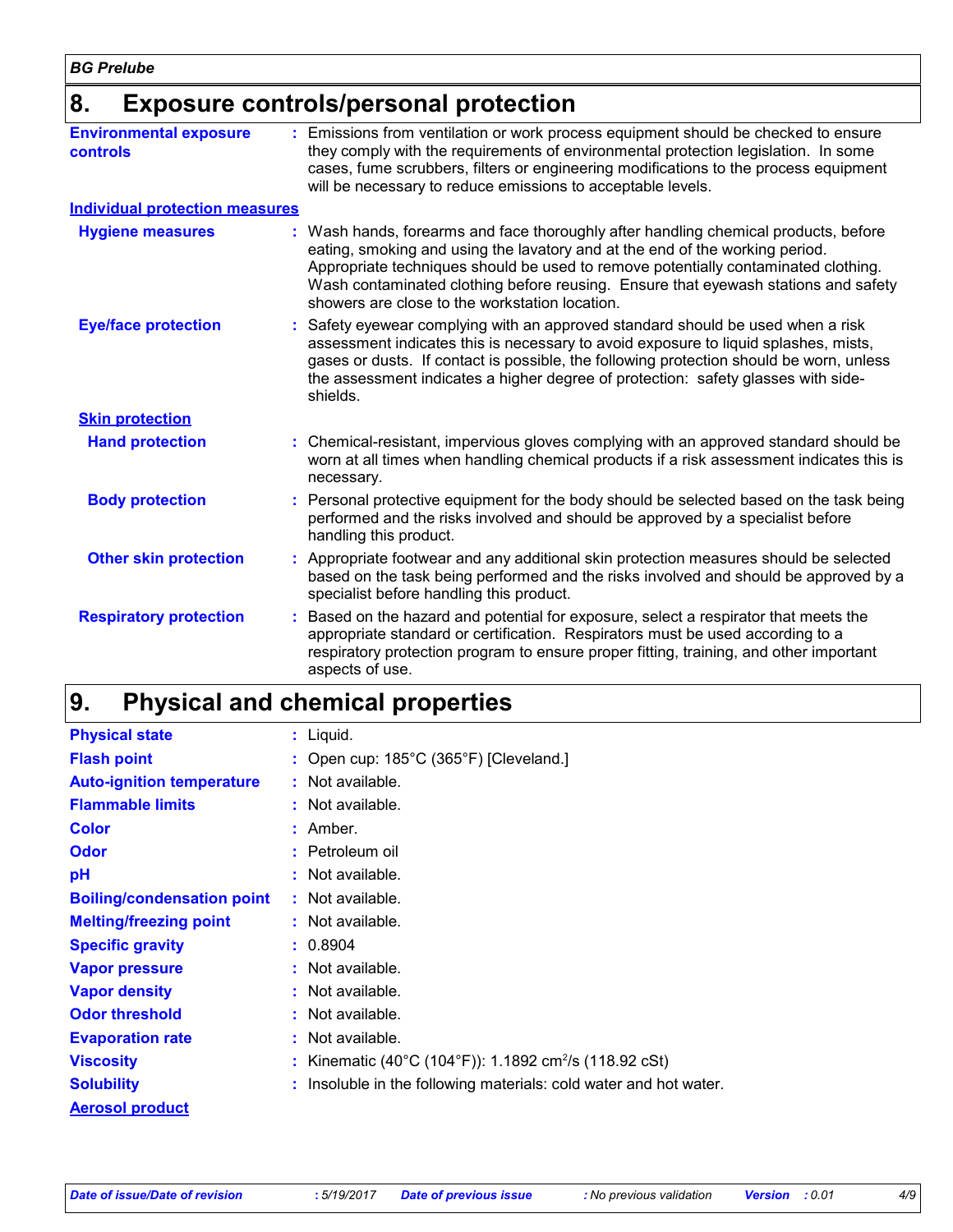## 8. Exposure controls/personal protection

**Environmental exposure controls** : Emissions from ventilation or work process equipment should be checked to ensure they comply with the requirements of environmental protection legislation. In some cases, fume scrubbers, filters or engineering modifications to the process equipment will be necessary to reduce emissions to acceptable levels.

**Individual protection measures**

**Hygiene measures** : Wash hands, forearms and face thoroughly after handling chemical products, before eating, smoking and using the lavatory and at the end of the working period. Appropriate techniques should be used to remove potentially contaminated clothing. Wash contaminated clothing before reusing. Ensure that eyewash stations and safety showers are close to the workstation location.

**Eye/face protection** : Safety eyewear complying with an approved standard should be used when a risk assessment indicates this is necessary to avoid exposure to liquid splashes, mists, gases or dusts. If contact is possible, the following protection should be worn, unless the assessment indicates a higher degree of protection: safety glasses with side-shields.

**Skin protection**

**Hand protection** : Chemical-resistant, impervious gloves complying with an approved standard should be worn at all times when handling chemical products if a risk assessment indicates this is necessary.

**Body protection** : Personal protective equipment for the body should be selected based on the task being performed and the risks involved and should be approved by a specialist before handling this product.

**Other skin protection** : Appropriate footwear and any additional skin protection measures should be selected based on the task being performed and the risks involved and should be approved by a specialist before handling this product.

**Respiratory protection** : Based on the hazard and potential for exposure, select a respirator that meets the appropriate standard or certification. Respirators must be used according to a respiratory protection program to ensure proper fitting, training, and other important aspects of use.

## 9. Physical and chemical properties

| | |
|---|---|
| **Physical state** | : Liquid. |
| **Flash point** | : Open cup: 185°C (365°F) [Cleveland.] |
| **Auto-ignition temperature** | : Not available. |
| **Flammable limits** | : Not available. |
| **Color** | : Amber. |
| **Odor** | : Petroleum oil |
| **pH** | : Not available. |
| **Boiling/condensation point** | : Not available. |
| **Melting/freezing point** | : Not available. |
| **Specific gravity** | : 0.8904 |
| **Vapor pressure** | : Not available. |
| **Vapor density** | : Not available. |
| **Odor threshold** | : Not available. |
| **Evaporation rate** | : Not available. |
| **Viscosity** | : Kinematic (40°C (104°F)): 1.1892 $cm^2/s$ (118.92 cSt) |
| **Solubility** | : Insoluble in the following materials: cold water and hot water. |

**Aerosol product**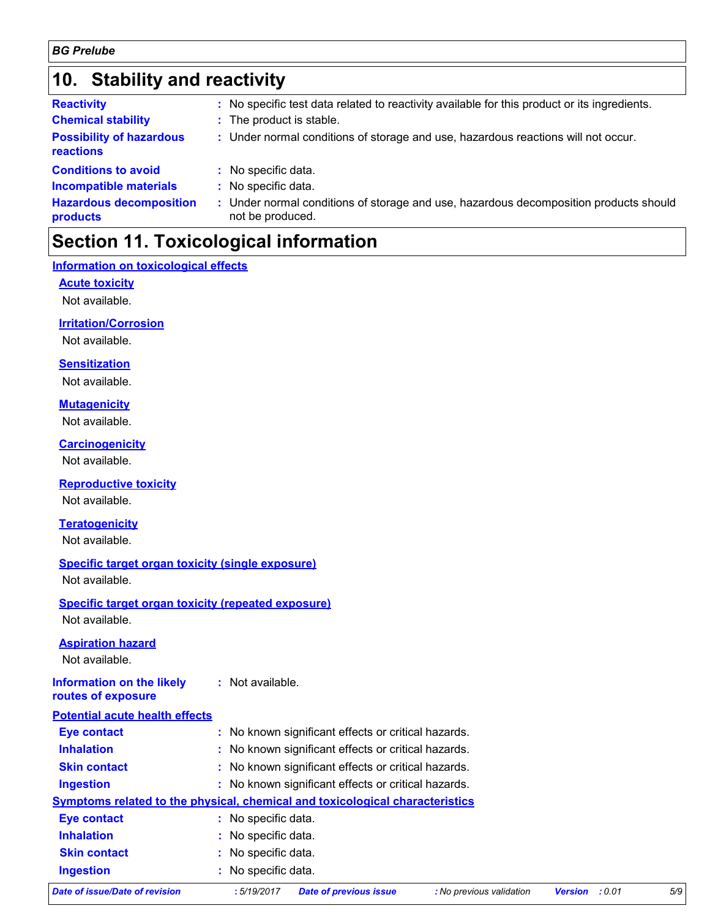## 10. Stability and reactivity

**Reactivity** : No specific test data related to reactivity available for this product or its ingredients.

**Chemical stability** : The product is stable.

**Possibility of hazardous reactions** : Under normal conditions of storage and use, hazardous reactions will not occur.

**Conditions to avoid** : No specific data.

**Incompatible materials** : No specific data.

**Hazardous decomposition products** : Under normal conditions of storage and use, hazardous decomposition products should not be produced.

## Section 11. Toxicological information

### Information on toxicological effects

**Acute toxicity**

Not available.

**Irritation/Corrosion**

Not available.

**Sensitization**

Not available.

**Mutagenicity**

Not available.

**Carcinogenicity**

Not available.

**Reproductive toxicity**

Not available.

**Teratogenicity**

Not available.

**Specific target organ toxicity (single exposure)**

Not available.

**Specific target organ toxicity (repeated exposure)**

Not available.

**Aspiration hazard**

Not available.

**Information on the likely routes of exposure** : Not available.

### Potential acute health effects

**Eye contact** : No known significant effects or critical hazards.

**Inhalation** : No known significant effects or critical hazards.

**Skin contact** : No known significant effects or critical hazards.

**Ingestion** : No known significant effects or critical hazards.

### Symptoms related to the physical, chemical and toxicological characteristics

**Eye contact** : No specific data.

**Inhalation** : No specific data.

**Skin contact** : No specific data.

**Ingestion** : No specific data.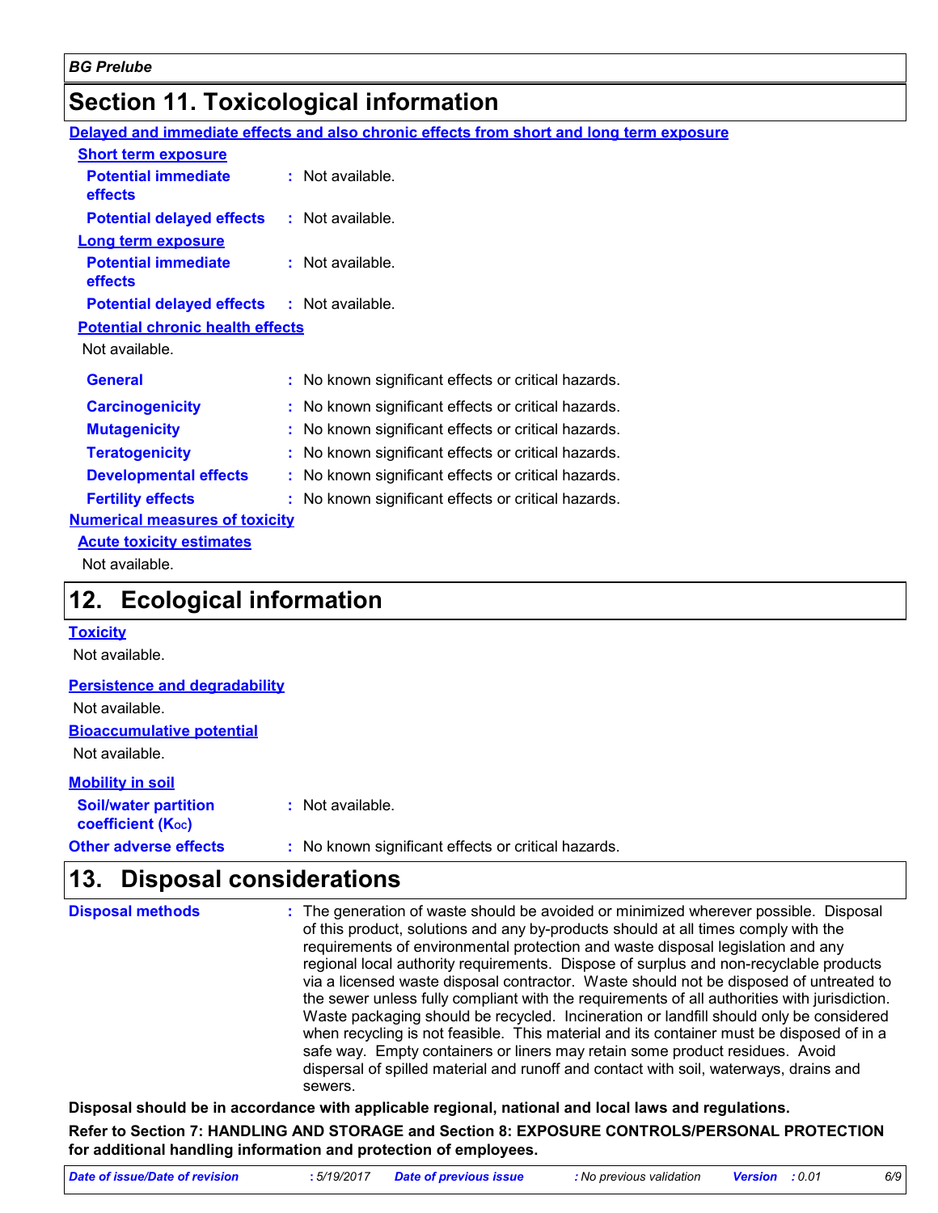## Section 11. Toxicological information

**Delayed and immediate effects and also chronic effects from short and long term exposure**

**Short term exposure**

**Potential immediate effects** : Not available.

**Potential delayed effects** : Not available.

**Long term exposure**

**Potential immediate effects** : Not available.

**Potential delayed effects** : Not available.

**Potential chronic health effects**

Not available.

**General** : No known significant effects or critical hazards.

**Carcinogenicity** : No known significant effects or critical hazards.

**Mutagenicity** : No known significant effects or critical hazards.

**Teratogenicity** : No known significant effects or critical hazards.

**Developmental effects** : No known significant effects or critical hazards.

**Fertility effects** : No known significant effects or critical hazards.

**Numerical measures of toxicity**

**Acute toxicity estimates**

Not available.

## 12. Ecological information

**Toxicity**

Not available.

**Persistence and degradability**

Not available.

**Bioaccumulative potential**

Not available.

**Mobility in soil**

**Soil/water partition coefficient ($K_{OC}$)** : Not available.

**Other adverse effects** : No known significant effects or critical hazards.

## 13. Disposal considerations

**Disposal methods** : The generation of waste should be avoided or minimized wherever possible. Disposal of this product, solutions and any by-products should at all times comply with the requirements of environmental protection and waste disposal legislation and any regional local authority requirements. Dispose of surplus and non-recyclable products via a licensed waste disposal contractor. Waste should not be disposed of untreated to the sewer unless fully compliant with the requirements of all authorities with jurisdiction. Waste packaging should be recycled. Incineration or landfill should only be considered when recycling is not feasible. This material and its container must be disposed of in a safe way. Empty containers or liners may retain some product residues. Avoid dispersal of spilled material and runoff and contact with soil, waterways, drains and sewers.

**Disposal should be in accordance with applicable regional, national and local laws and regulations.**

**Refer to Section 7: HANDLING AND STORAGE and Section 8: EXPOSURE CONTROLS/PERSONAL PROTECTION for additional handling information and protection of employees.**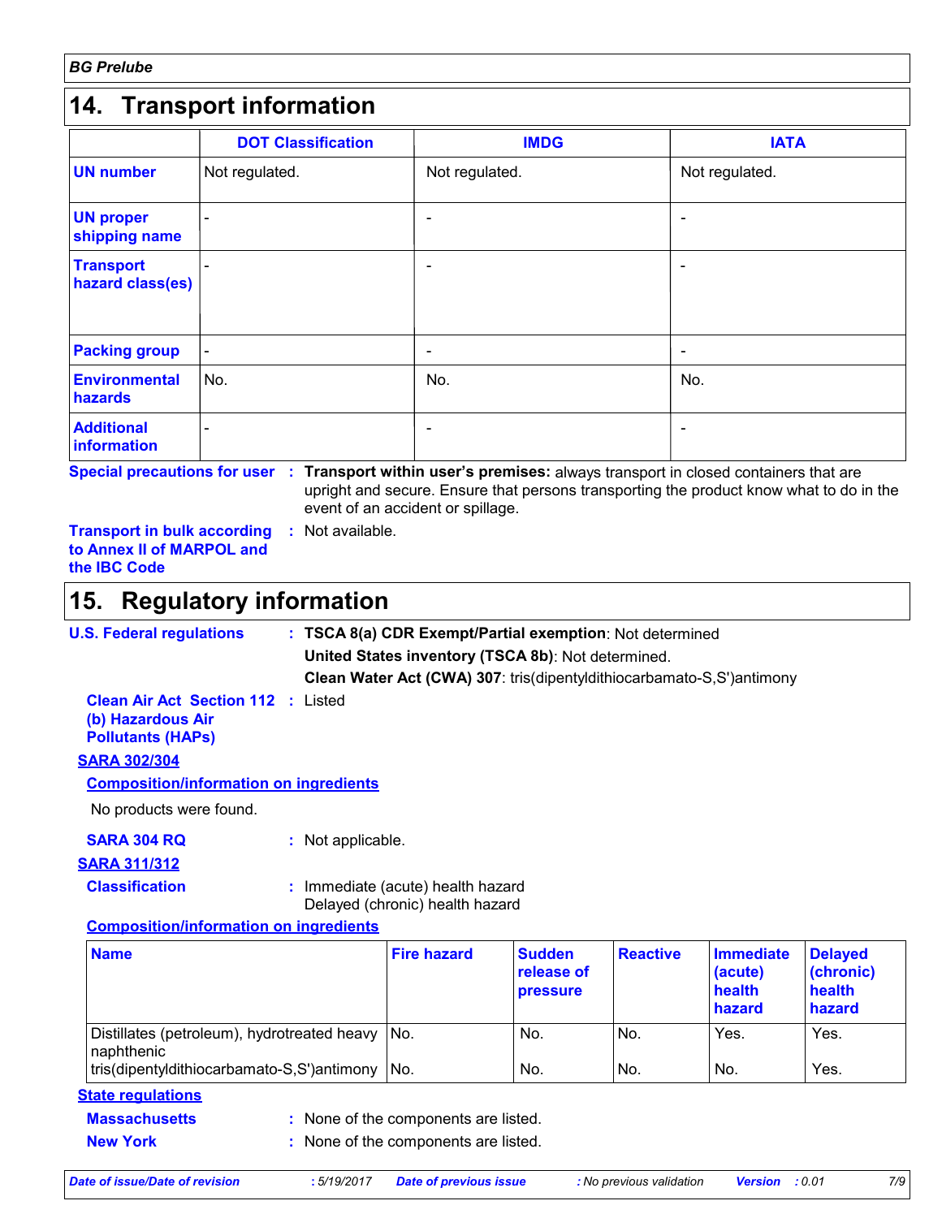## 14. Transport information

| | DOT Classification | IMDG | IATA |
|---|---|---|---|
| **UN number** | Not regulated. | Not regulated. | Not regulated. |
| **UN proper shipping name** | - | - | - |
| **Transport hazard class(es)** | - | - | - |
| **Packing group** | - | - | - |
| **Environmental hazards** | No. | No. | No. |
| **Additional information** | - | - | - |

**Special precautions for user** : **Transport within user's premises:** always transport in closed containers that are upright and secure. Ensure that persons transporting the product know what to do in the event of an accident or spillage.

**Transport in bulk according to Annex II of MARPOL and the IBC Code** : Not available.

## 15. Regulatory information

**U.S. Federal regulations** : **TSCA 8(a) CDR Exempt/Partial exemption**: Not determined
**United States inventory (TSCA 8b)**: Not determined.
**Clean Water Act (CWA) 307**: tris(dipentyldithiocarbamato-S,S')antimony

**Clean Air Act Section 112 (b) Hazardous Air Pollutants (HAPs)** : Listed

**SARA 302/304**

**Composition/information on ingredients**

No products were found.

**SARA 304 RQ** : Not applicable.

**SARA 311/312**

**Classification** : Immediate (acute) health hazard
Delayed (chronic) health hazard

**Composition/information on ingredients**

| Name | Fire hazard | Sudden release of pressure | Reactive | Immediate (acute) health hazard | Delayed (chronic) health hazard |
|---|---|---|---|---|---|
| Distillates (petroleum), hydrotreated heavy naphthenic | No. | No. | No. | Yes. | Yes. |
| tris(dipentyldithiocarbamato-S,S')antimony | No. | No. | No. | No. | Yes. |

**State regulations**

**Massachusetts** : None of the components are listed.

**New York** : None of the components are listed.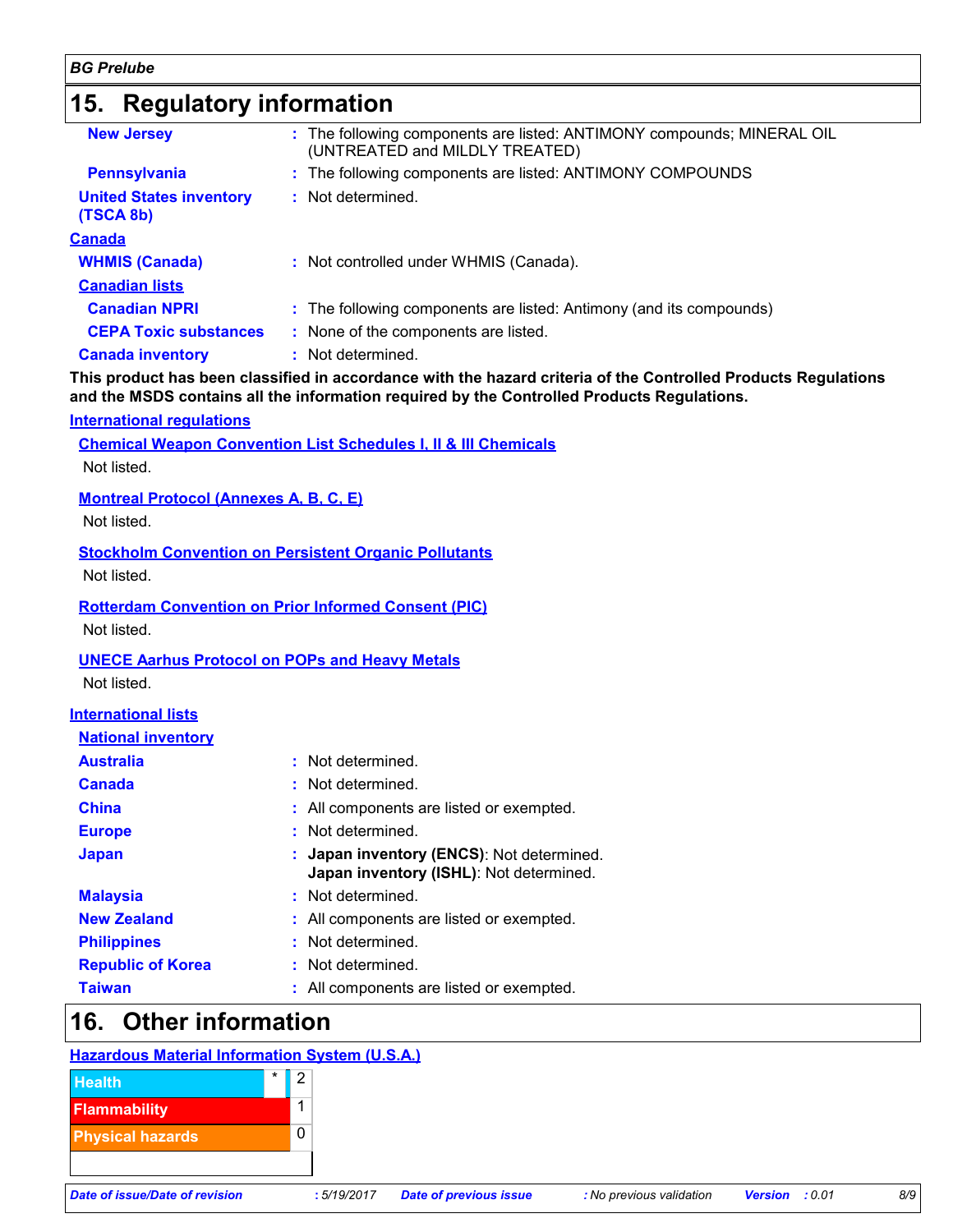## 15. Regulatory information

**New Jersey** : The following components are listed: ANTIMONY compounds; MINERAL OIL (UNTREATED and MILDLY TREATED)

**Pennsylvania** : The following components are listed: ANTIMONY COMPOUNDS

**United States inventory (TSCA 8b)** : Not determined.

**Canada**

**WHMIS (Canada)** : Not controlled under WHMIS (Canada).

**Canadian lists**

**Canadian NPRI** : The following components are listed: Antimony (and its compounds)

**CEPA Toxic substances** : None of the components are listed.

**Canada inventory** : Not determined.

**This product has been classified in accordance with the hazard criteria of the Controlled Products Regulations and the MSDS contains all the information required by the Controlled Products Regulations.**

**International regulations**

**Chemical Weapon Convention List Schedules I, II & III Chemicals**

Not listed.

**Montreal Protocol (Annexes A, B, C, E)**

Not listed.

**Stockholm Convention on Persistent Organic Pollutants**

Not listed.

**Rotterdam Convention on Prior Informed Consent (PIC)**

Not listed.

**UNECE Aarhus Protocol on POPs and Heavy Metals**

Not listed.

**International lists**

**National inventory**

**Australia** : Not determined.

**Canada** : Not determined.

**China** : All components are listed or exempted.

**Europe** : Not determined.

**Japan** : **Japan inventory (ENCS)**: Not determined.
**Japan inventory (ISHL)**: Not determined.

**Malaysia** : Not determined.

**New Zealand** : All components are listed or exempted.

**Philippines** : Not determined.

**Republic of Korea** : Not determined.

**Taiwan** : All components are listed or exempted.

## 16. Other information

**Hazardous Material Information System (U.S.A.)**

| | | |
|---|---|---|
| Health | * | 2 |
| Flammability | | 1 |
| Physical hazards | | 0 |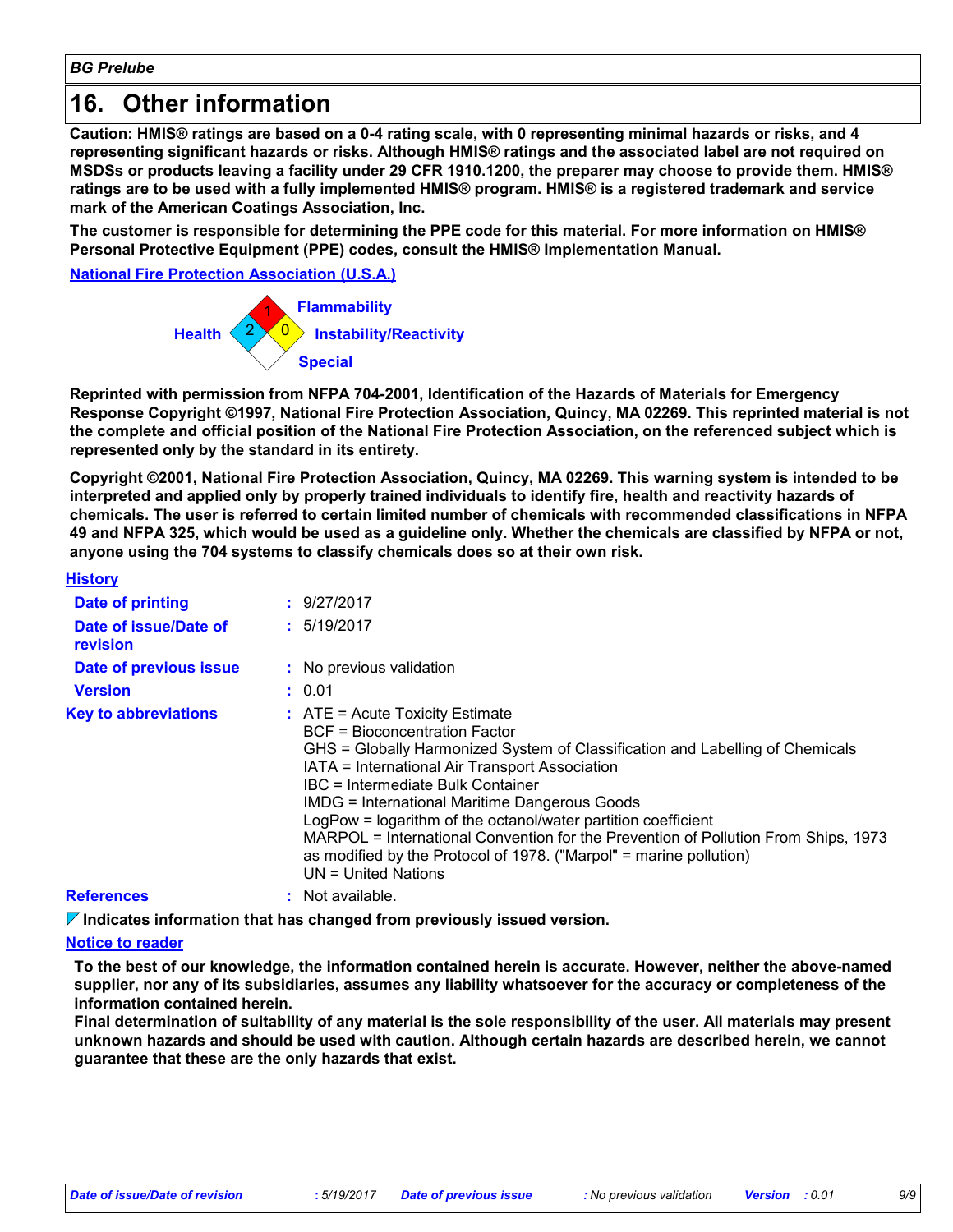## 16. Other information

**Caution: HMIS® ratings are based on a 0-4 rating scale, with 0 representing minimal hazards or risks, and 4 representing significant hazards or risks. Although HMIS® ratings and the associated label are not required on MSDSs or products leaving a facility under 29 CFR 1910.1200, the preparer may choose to provide them. HMIS® ratings are to be used with a fully implemented HMIS® program. HMIS® is a registered trademark and service mark of the American Coatings Association, Inc.**

**The customer is responsible for determining the PPE code for this material. For more information on HMIS® Personal Protective Equipment (PPE) codes, consult the HMIS® Implementation Manual.**

**National Fire Protection Association (U.S.A.)**

Flammability 1
Health 2
Instability/Reactivity 0
Special

**Reprinted with permission from NFPA 704-2001, Identification of the Hazards of Materials for Emergency Response Copyright ©1997, National Fire Protection Association, Quincy, MA 02269. This reprinted material is not the complete and official position of the National Fire Protection Association, on the referenced subject which is represented only by the standard in its entirety.**

**Copyright ©2001, National Fire Protection Association, Quincy, MA 02269. This warning system is intended to be interpreted and applied only by properly trained individuals to identify fire, health and reactivity hazards of chemicals. The user is referred to certain limited number of chemicals with recommended classifications in NFPA 49 and NFPA 325, which would be used as a guideline only. Whether the chemicals are classified by NFPA or not, anyone using the 704 systems to classify chemicals does so at their own risk.**

**History**

| | |
|---|---|
| **Date of printing** | : 9/27/2017 |
| **Date of issue/Date of revision** | : 5/19/2017 |
| **Date of previous issue** | : No previous validation |
| **Version** | : 0.01 |
| **Key to abbreviations** | : ATE = Acute Toxicity Estimate<br>BCF = Bioconcentration Factor<br>GHS = Globally Harmonized System of Classification and Labelling of Chemicals<br>IATA = International Air Transport Association<br>IBC = Intermediate Bulk Container<br>IMDG = International Maritime Dangerous Goods<br>LogPow = logarithm of the octanol/water partition coefficient<br>MARPOL = International Convention for the Prevention of Pollution From Ships, 1973 as modified by the Protocol of 1978. ("Marpol" = marine pollution)<br>UN = United Nations |
| **References** | : Not available. |

**Indicates information that has changed from previously issued version.**

**Notice to reader**

**To the best of our knowledge, the information contained herein is accurate. However, neither the above-named supplier, nor any of its subsidiaries, assumes any liability whatsoever for the accuracy or completeness of the information contained herein.**
**Final determination of suitability of any material is the sole responsibility of the user. All materials may present unknown hazards and should be used with caution. Although certain hazards are described herein, we cannot guarantee that these are the only hazards that exist.**